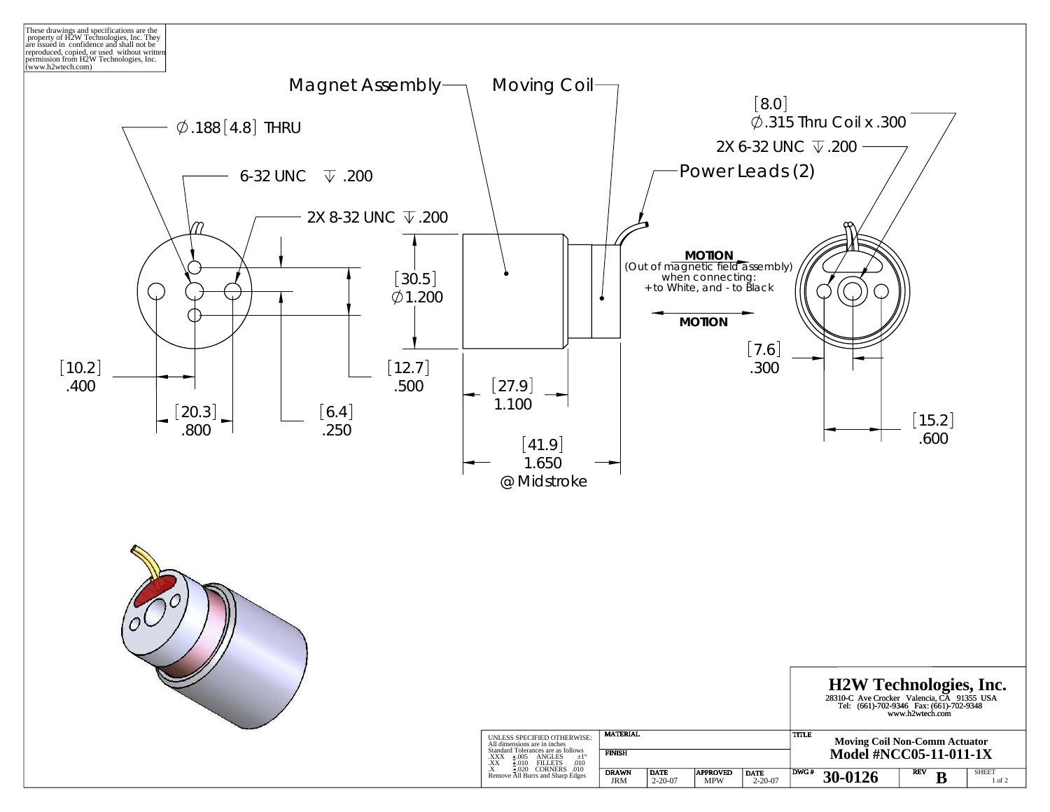These drawings and specifications are the property of H2W Technologies, Inc. They are issued in confidence and shall not be reproduced, copied, or used without written permission from H2W Technologies, Inc. (www.h2wtech.com)

Magnet Assembly

Moving Coil

Ø.188 [4.8] THRU

6-32 UNC ↧ .200

2X 8-32 UNC ↧ .200

[30.5] Ø1.200

[10.2] .400

[20.3] .800

[6.4] .250

[12.7] .500

[27.9] 1.100

[41.9] 1.650 @ Midstroke

[8.0] Ø.315 Thru Coil x .300

2X 6-32 UNC ↧ .200

Power Leads (2)

**MOTION** (Out of magnetic field assembly) when connecting: +to White, and - to Black

**MOTION**

[7.6] .300

[15.2] .600

# H2W Technologies, Inc.

28310-C Ave Crocker Valencia, CA 91355 USA
Tel: (661)-702-9346 Fax: (661)-702-9348
www.h2wtech.com

| UNLESS SPECIFIED OTHERWISE: All dimensions are in inches. Standard Tolerances are as follows .XXX ±.005 ANGLES ±1° .XX ±.010 FILLETS .010 .X ±.020 CORNERS .010 Remove All Burrs and Sharp Edges | MATERIAL | | | | TITLE: Moving Coil Non-Comm Actuator **Model #NCC05-11-011-1X** | | |
|---|---|---|---|---|---|---|---|
| | FINISH | | | | | | |
| | DRAWN JRM | DATE 2-20-07 | APPROVED MPW | DATE 2-20-07 | DWG # **30-0126** | REV **B** | SHEET 1 of 2 |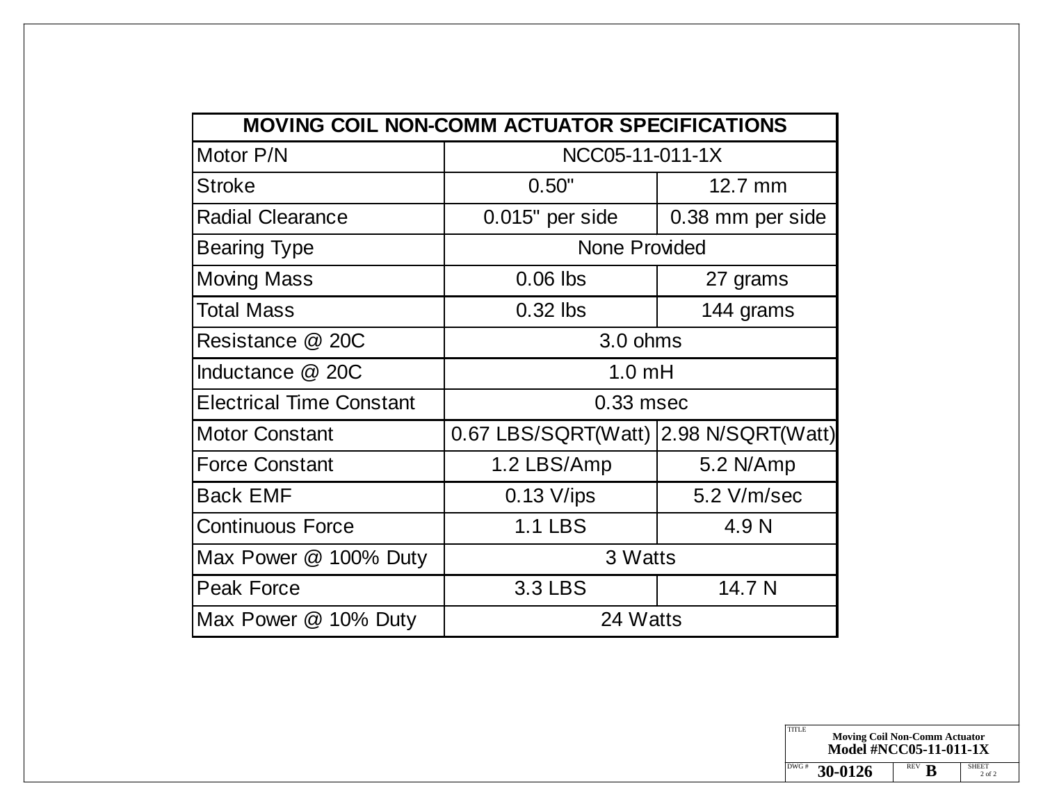| MOVING COIL NON-COMM ACTUATOR SPECIFICATIONS | | |
|---|---|---|
| Motor P/N | NCC05-11-011-1X | |
| Stroke | 0.50" | 12.7 mm |
| Radial Clearance | 0.015" per side | 0.38 mm per side |
| Bearing Type | None Provided | |
| Moving Mass | 0.06 lbs | 27 grams |
| Total Mass | 0.32 lbs | 144 grams |
| Resistance @ 20C | 3.0 ohms | |
| Inductance @ 20C | 1.0 mH | |
| Electrical Time Constant | 0.33 msec | |
| Motor Constant | 0.67 LBS/SQRT(Watt) | 2.98 N/SQRT(Watt) |
| Force Constant | 1.2 LBS/Amp | 5.2 N/Amp |
| Back EMF | 0.13 V/ips | 5.2 V/m/sec |
| Continuous Force | 1.1 LBS | 4.9 N |
| Max Power @ 100% Duty | 3 Watts | |
| Peak Force | 3.3 LBS | 14.7 N |
| Max Power @ 10% Duty | 24 Watts | |

| TITLE | | |
|---|---|---|
| Moving Coil Non-Comm Actuator Model #NCC05-11-011-1X | | |
| DWG # 30-0126 | REV B | SHEET 2 of 2 |